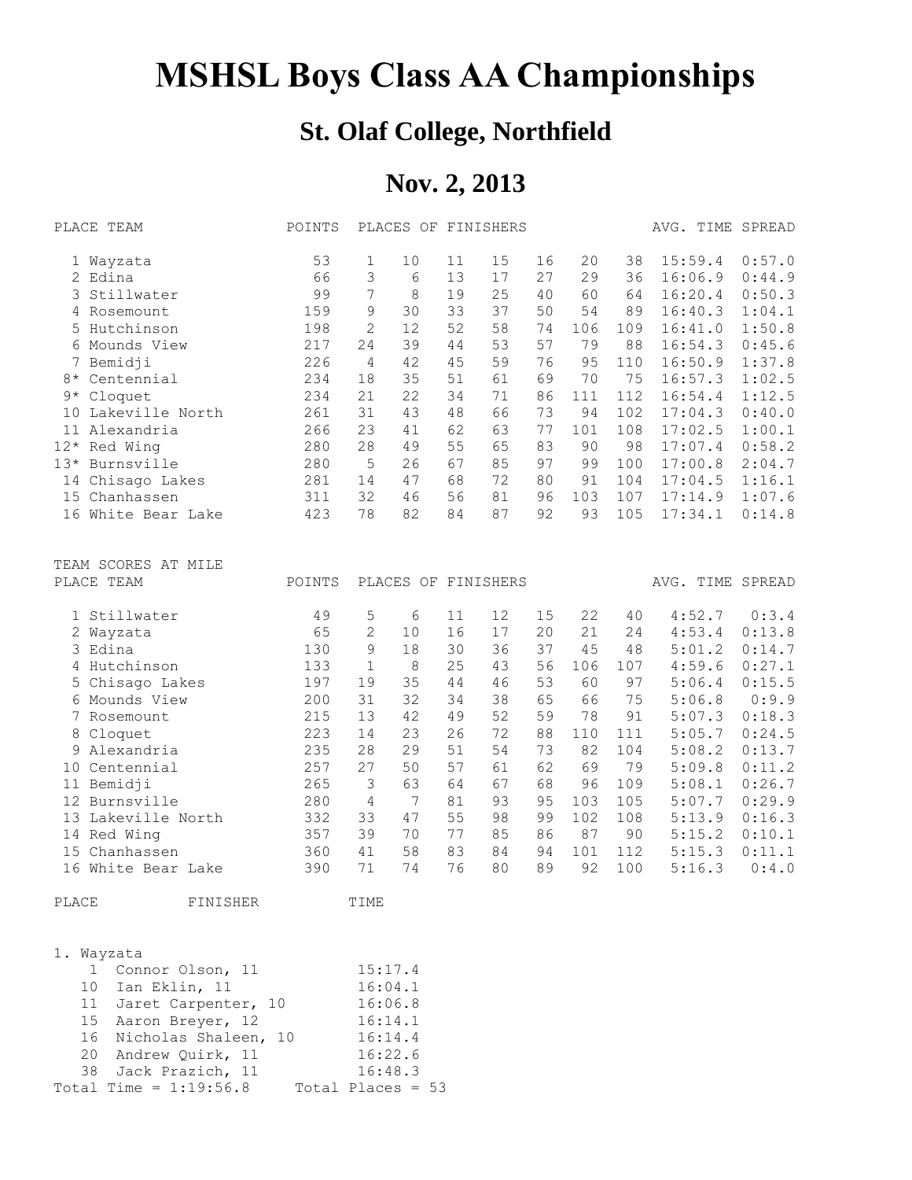# MSHSL Boys Class AA Championships

## St. Olaf College, Northfield

## Nov. 2, 2013

| PLACE | TEAM | POINTS | PLACES OF FINISHERS | | | | | | | AVG. TIME | SPREAD |
|---|---|---|---|---|---|---|---|---|---|---|---|
| 1 | Wayzata | 53 | 1 | 10 | 11 | 15 | 16 | 20 | 38 | 15:59.4 | 0:57.0 |
| 2 | Edina | 66 | 3 | 6 | 13 | 17 | 27 | 29 | 36 | 16:06.9 | 0:44.9 |
| 3 | Stillwater | 99 | 7 | 8 | 19 | 25 | 40 | 60 | 64 | 16:20.4 | 0:50.3 |
| 4 | Rosemount | 159 | 9 | 30 | 33 | 37 | 50 | 54 | 89 | 16:40.3 | 1:04.1 |
| 5 | Hutchinson | 198 | 2 | 12 | 52 | 58 | 74 | 106 | 109 | 16:41.0 | 1:50.8 |
| 6 | Mounds View | 217 | 24 | 39 | 44 | 53 | 57 | 79 | 88 | 16:54.3 | 0:45.6 |
| 7 | Bemidji | 226 | 4 | 42 | 45 | 59 | 76 | 95 | 110 | 16:50.9 | 1:37.8 |
| 8* | Centennial | 234 | 18 | 35 | 51 | 61 | 69 | 70 | 75 | 16:57.3 | 1:02.5 |
| 9* | Cloquet | 234 | 21 | 22 | 34 | 71 | 86 | 111 | 112 | 16:54.4 | 1:12.5 |
| 10 | Lakeville North | 261 | 31 | 43 | 48 | 66 | 73 | 94 | 102 | 17:04.3 | 0:40.0 |
| 11 | Alexandria | 266 | 23 | 41 | 62 | 63 | 77 | 101 | 108 | 17:02.5 | 1:00.1 |
| 12* | Red Wing | 280 | 28 | 49 | 55 | 65 | 83 | 90 | 98 | 17:07.4 | 0:58.2 |
| 13* | Burnsville | 280 | 5 | 26 | 67 | 85 | 97 | 99 | 100 | 17:00.8 | 2:04.7 |
| 14 | Chisago Lakes | 281 | 14 | 47 | 68 | 72 | 80 | 91 | 104 | 17:04.5 | 1:16.1 |
| 15 | Chanhassen | 311 | 32 | 46 | 56 | 81 | 96 | 103 | 107 | 17:14.9 | 1:07.6 |
| 16 | White Bear Lake | 423 | 78 | 82 | 84 | 87 | 92 | 93 | 105 | 17:34.1 | 0:14.8 |

TEAM SCORES AT MILE

| PLACE | TEAM | POINTS | PLACES OF FINISHERS | | | | | | | AVG. TIME | SPREAD |
|---|---|---|---|---|---|---|---|---|---|---|---|
| 1 | Stillwater | 49 | 5 | 6 | 11 | 12 | 15 | 22 | 40 | 4:52.7 | 0:3.4 |
| 2 | Wayzata | 65 | 2 | 10 | 16 | 17 | 20 | 21 | 24 | 4:53.4 | 0:13.8 |
| 3 | Edina | 130 | 9 | 18 | 30 | 36 | 37 | 45 | 48 | 5:01.2 | 0:14.7 |
| 4 | Hutchinson | 133 | 1 | 8 | 25 | 43 | 56 | 106 | 107 | 4:59.6 | 0:27.1 |
| 5 | Chisago Lakes | 197 | 19 | 35 | 44 | 46 | 53 | 60 | 97 | 5:06.4 | 0:15.5 |
| 6 | Mounds View | 200 | 31 | 32 | 34 | 38 | 65 | 66 | 75 | 5:06.8 | 0:9.9 |
| 7 | Rosemount | 215 | 13 | 42 | 49 | 52 | 59 | 78 | 91 | 5:07.3 | 0:18.3 |
| 8 | Cloquet | 223 | 14 | 23 | 26 | 72 | 88 | 110 | 111 | 5:05.7 | 0:24.5 |
| 9 | Alexandria | 235 | 28 | 29 | 51 | 54 | 73 | 82 | 104 | 5:08.2 | 0:13.7 |
| 10 | Centennial | 257 | 27 | 50 | 57 | 61 | 62 | 69 | 79 | 5:09.8 | 0:11.2 |
| 11 | Bemidji | 265 | 3 | 63 | 64 | 67 | 68 | 96 | 109 | 5:08.1 | 0:26.7 |
| 12 | Burnsville | 280 | 4 | 7 | 81 | 93 | 95 | 103 | 105 | 5:07.7 | 0:29.9 |
| 13 | Lakeville North | 332 | 33 | 47 | 55 | 98 | 99 | 102 | 108 | 5:13.9 | 0:16.3 |
| 14 | Red Wing | 357 | 39 | 70 | 77 | 85 | 86 | 87 | 90 | 5:15.2 | 0:10.1 |
| 15 | Chanhassen | 360 | 41 | 58 | 83 | 84 | 94 | 101 | 112 | 5:15.3 | 0:11.1 |
| 16 | White Bear Lake | 390 | 71 | 74 | 76 | 80 | 89 | 92 | 100 | 5:16.3 | 0:4.0 |

| PLACE | FINISHER | TIME |
|---|---|---|

1. Wayzata

| PLACE | FINISHER | TIME |
|---|---|---|
| 1 | Connor Olson, 11 | 15:17.4 |
| 10 | Ian Eklin, 11 | 16:04.1 |
| 11 | Jaret Carpenter, 10 | 16:06.8 |
| 15 | Aaron Breyer, 12 | 16:14.1 |
| 16 | Nicholas Shaleen, 10 | 16:14.4 |
| 20 | Andrew Quirk, 11 | 16:22.6 |
| 38 | Jack Prazich, 11 | 16:48.3 |

Total Time = 1:19:56.8 Total Places = 53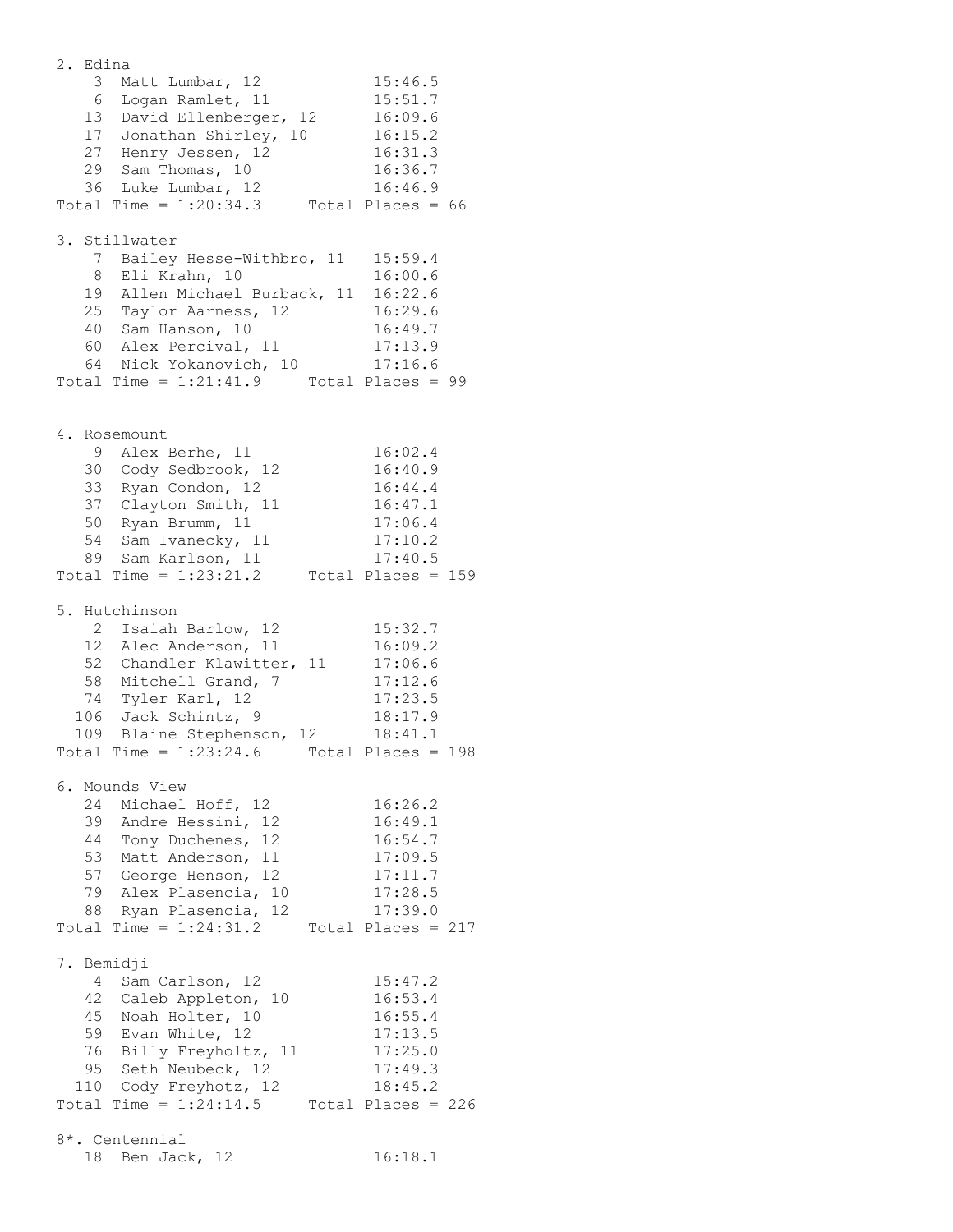```
2. Edina
    3  Matt Lumbar, 12           15:46.5
    6  Logan Ramlet, 11          15:51.7
   13  David Ellenberger, 12     16:09.6
   17  Jonathan Shirley, 10      16:15.2
   27  Henry Jessen, 12          16:31.3
   29  Sam Thomas, 10            16:36.7
   36  Luke Lumbar, 12           16:46.9
Total Time = 1:20:34.3     Total Places = 66

3. Stillwater
    7  Bailey Hesse-Withbro, 11   15:59.4
    8  Eli Krahn, 10              16:00.6
   19  Allen Michael Burback, 11  16:22.6
   25  Taylor Aarness, 12         16:29.6
   40  Sam Hanson, 10             16:49.7
   60  Alex Percival, 11          17:13.9
   64  Nick Yokanovich, 10        17:16.6
Total Time = 1:21:41.9     Total Places = 99


4. Rosemount
    9  Alex Berhe, 11            16:02.4
   30  Cody Sedbrook, 12         16:40.9
   33  Ryan Condon, 12           16:44.4
   37  Clayton Smith, 11         16:47.1
   50  Ryan Brumm, 11            17:06.4
   54  Sam Ivanecky, 11          17:10.2
   89  Sam Karlson, 11           17:40.5
Total Time = 1:23:21.2     Total Places = 159

5. Hutchinson
    2  Isaiah Barlow, 12         15:32.7
   12  Alec Anderson, 11         16:09.2
   52  Chandler Klawitter, 11    17:06.6
   58  Mitchell Grand, 7         17:12.6
   74  Tyler Karl, 12            17:23.5
  106  Jack Schintz, 9           18:17.9
  109  Blaine Stephenson, 12     18:41.1
Total Time = 1:23:24.6     Total Places = 198

6. Mounds View
   24  Michael Hoff, 12          16:26.2
   39  Andre Hessini, 12         16:49.1
   44  Tony Duchenes, 12         16:54.7
   53  Matt Anderson, 11         17:09.5
   57  George Henson, 12         17:11.7
   79  Alex Plasencia, 10        17:28.5
   88  Ryan Plasencia, 12        17:39.0
Total Time = 1:24:31.2     Total Places = 217

7. Bemidji
    4  Sam Carlson, 12           15:47.2
   42  Caleb Appleton, 10        16:53.4
   45  Noah Holter, 10           16:55.4
   59  Evan White, 12            17:13.5
   76  Billy Freyholtz, 11       17:25.0
   95  Seth Neubeck, 12          17:49.3
  110  Cody Freyhotz, 12         18:45.2
Total Time = 1:24:14.5     Total Places = 226

8*. Centennial
   18  Ben Jack, 12              16:18.1
```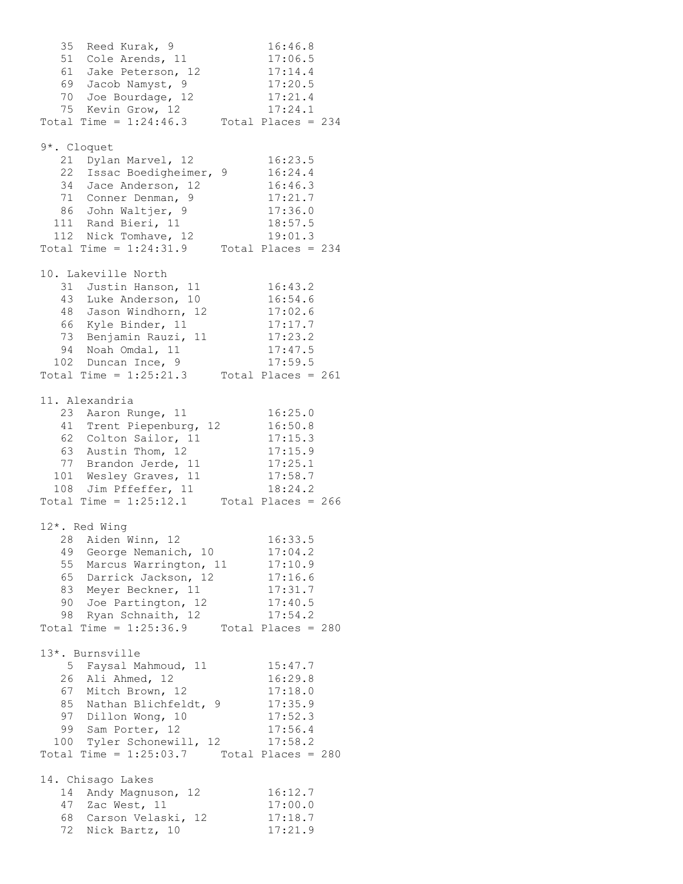```
   35  Reed Kurak, 9              16:46.8
   51  Cole Arends, 11            17:06.5
   61  Jake Peterson, 12          17:14.4
   69  Jacob Namyst, 9            17:20.5
   70  Joe Bourdage, 12           17:21.4
   75  Kevin Grow, 12             17:24.1
Total Time = 1:24:46.3     Total Places = 234

9*. Cloquet
   21  Dylan Marvel, 12           16:23.5
   22  Issac Boedigheimer, 9      16:24.4
   34  Jace Anderson, 12          16:46.3
   71  Conner Denman, 9           17:21.7
   86  John Waltjer, 9            17:36.0
  111  Rand Bieri, 11             18:57.5
  112  Nick Tomhave, 12           19:01.3
Total Time = 1:24:31.9     Total Places = 234

10. Lakeville North
   31  Justin Hanson, 11          16:43.2
   43  Luke Anderson, 10          16:54.6
   48  Jason Windhorn, 12         17:02.6
   66  Kyle Binder, 11            17:17.7
   73  Benjamin Rauzi, 11         17:23.2
   94  Noah Omdal, 11             17:47.5
  102  Duncan Ince, 9             17:59.5
Total Time = 1:25:21.3     Total Places = 261

11. Alexandria
   23  Aaron Runge, 11            16:25.0
   41  Trent Piepenburg, 12       16:50.8
   62  Colton Sailor, 11          17:15.3
   63  Austin Thom, 12            17:15.9
   77  Brandon Jerde, 11          17:25.1
  101  Wesley Graves, 11          17:58.7
  108  Jim Pffeffer, 11           18:24.2
Total Time = 1:25:12.1     Total Places = 266

12*. Red Wing
   28  Aiden Winn, 12             16:33.5
   49  George Nemanich, 10        17:04.2
   55  Marcus Warrington, 11      17:10.9
   65  Darrick Jackson, 12        17:16.6
   83  Meyer Beckner, 11          17:31.7
   90  Joe Partington, 12         17:40.5
   98  Ryan Schnaith, 12          17:54.2
Total Time = 1:25:36.9     Total Places = 280

13*. Burnsville
    5  Faysal Mahmoud, 11         15:47.7
   26  Ali Ahmed, 12              16:29.8
   67  Mitch Brown, 12            17:18.0
   85  Nathan Blichfeldt, 9       17:35.9
   97  Dillon Wong, 10            17:52.3
   99  Sam Porter, 12             17:56.4
  100  Tyler Schonewill, 12       17:58.2
Total Time = 1:25:03.7     Total Places = 280

14. Chisago Lakes
   14  Andy Magnuson, 12          16:12.7
   47  Zac West, 11               17:00.0
   68  Carson Velaski, 12         17:18.7
   72  Nick Bartz, 10             17:21.9
```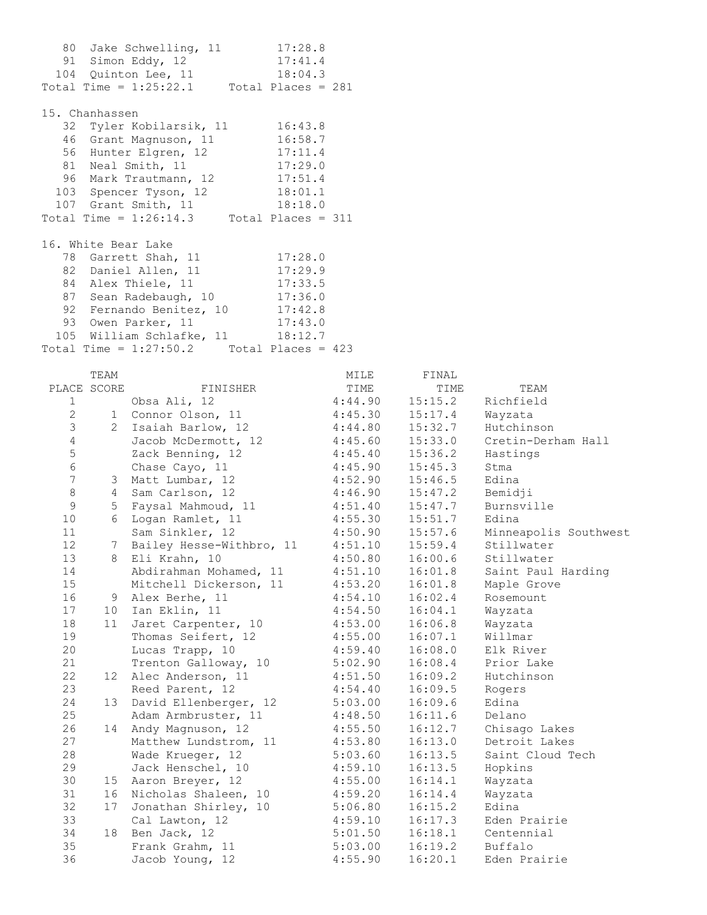| | | |
|---|---|---|
| 80 | Jake Schwelling, 11 | 17:28.8 |
| 91 | Simon Eddy, 12 | 17:41.4 |
| 104 | Quinton Lee, 11 | 18:04.3 |

Total Time = 1:25:22.1    Total Places = 281

15. Chanhassen

| | | |
|---|---|---|
| 32 | Tyler Kobilarsik, 11 | 16:43.8 |
| 46 | Grant Magnuson, 11 | 16:58.7 |
| 56 | Hunter Elgren, 12 | 17:11.4 |
| 81 | Neal Smith, 11 | 17:29.0 |
| 96 | Mark Trautmann, 12 | 17:51.4 |
| 103 | Spencer Tyson, 12 | 18:01.1 |
| 107 | Grant Smith, 11 | 18:18.0 |

Total Time = 1:26:14.3    Total Places = 311

16. White Bear Lake

| | | |
|---|---|---|
| 78 | Garrett Shah, 11 | 17:28.0 |
| 82 | Daniel Allen, 11 | 17:29.9 |
| 84 | Alex Thiele, 11 | 17:33.5 |
| 87 | Sean Radebaugh, 10 | 17:36.0 |
| 92 | Fernando Benitez, 10 | 17:42.8 |
| 93 | Owen Parker, 11 | 17:43.0 |
| 105 | William Schlafke, 11 | 18:12.7 |

Total Time = 1:27:50.2    Total Places = 423

| PLACE | TEAM SCORE | FINISHER | MILE TIME | FINAL TIME | TEAM |
|---|---|---|---|---|---|
| 1 | | Obsa Ali, 12 | 4:44.90 | 15:15.2 | Richfield |
| 2 | 1 | Connor Olson, 11 | 4:45.30 | 15:17.4 | Wayzata |
| 3 | 2 | Isaiah Barlow, 12 | 4:44.80 | 15:32.7 | Hutchinson |
| 4 | | Jacob McDermott, 12 | 4:45.60 | 15:33.0 | Cretin-Derham Hall |
| 5 | | Zack Benning, 12 | 4:45.40 | 15:36.2 | Hastings |
| 6 | | Chase Cayo, 11 | 4:45.90 | 15:45.3 | Stma |
| 7 | 3 | Matt Lumbar, 12 | 4:52.90 | 15:46.5 | Edina |
| 8 | 4 | Sam Carlson, 12 | 4:46.90 | 15:47.2 | Bemidji |
| 9 | 5 | Faysal Mahmoud, 11 | 4:51.40 | 15:47.7 | Burnsville |
| 10 | 6 | Logan Ramlet, 11 | 4:55.30 | 15:51.7 | Edina |
| 11 | | Sam Sinkler, 12 | 4:50.90 | 15:57.6 | Minneapolis Southwest |
| 12 | 7 | Bailey Hesse-Withbro, 11 | 4:51.10 | 15:59.4 | Stillwater |
| 13 | 8 | Eli Krahn, 10 | 4:50.80 | 16:00.6 | Stillwater |
| 14 | | Abdirahman Mohamed, 11 | 4:51.10 | 16:01.8 | Saint Paul Harding |
| 15 | | Mitchell Dickerson, 11 | 4:53.20 | 16:01.8 | Maple Grove |
| 16 | 9 | Alex Berhe, 11 | 4:54.10 | 16:02.4 | Rosemount |
| 17 | 10 | Ian Eklin, 11 | 4:54.50 | 16:04.1 | Wayzata |
| 18 | 11 | Jaret Carpenter, 10 | 4:53.00 | 16:06.8 | Wayzata |
| 19 | | Thomas Seifert, 12 | 4:55.00 | 16:07.1 | Willmar |
| 20 | | Lucas Trapp, 10 | 4:59.40 | 16:08.0 | Elk River |
| 21 | | Trenton Galloway, 10 | 5:02.90 | 16:08.4 | Prior Lake |
| 22 | 12 | Alec Anderson, 11 | 4:51.50 | 16:09.2 | Hutchinson |
| 23 | | Reed Parent, 12 | 4:54.40 | 16:09.5 | Rogers |
| 24 | 13 | David Ellenberger, 12 | 5:03.00 | 16:09.6 | Edina |
| 25 | | Adam Armbruster, 11 | 4:48.50 | 16:11.6 | Delano |
| 26 | 14 | Andy Magnuson, 12 | 4:55.50 | 16:12.7 | Chisago Lakes |
| 27 | | Matthew Lundstrom, 11 | 4:53.80 | 16:13.0 | Detroit Lakes |
| 28 | | Wade Krueger, 12 | 5:03.60 | 16:13.5 | Saint Cloud Tech |
| 29 | | Jack Henschel, 10 | 4:59.10 | 16:13.5 | Hopkins |
| 30 | 15 | Aaron Breyer, 12 | 4:55.00 | 16:14.1 | Wayzata |
| 31 | 16 | Nicholas Shaleen, 10 | 4:59.20 | 16:14.4 | Wayzata |
| 32 | 17 | Jonathan Shirley, 10 | 5:06.80 | 16:15.2 | Edina |
| 33 | | Cal Lawton, 12 | 4:59.10 | 16:17.3 | Eden Prairie |
| 34 | 18 | Ben Jack, 12 | 5:01.50 | 16:18.1 | Centennial |
| 35 | | Frank Grahm, 11 | 5:03.00 | 16:19.2 | Buffalo |
| 36 | | Jacob Young, 12 | 4:55.90 | 16:20.1 | Eden Prairie |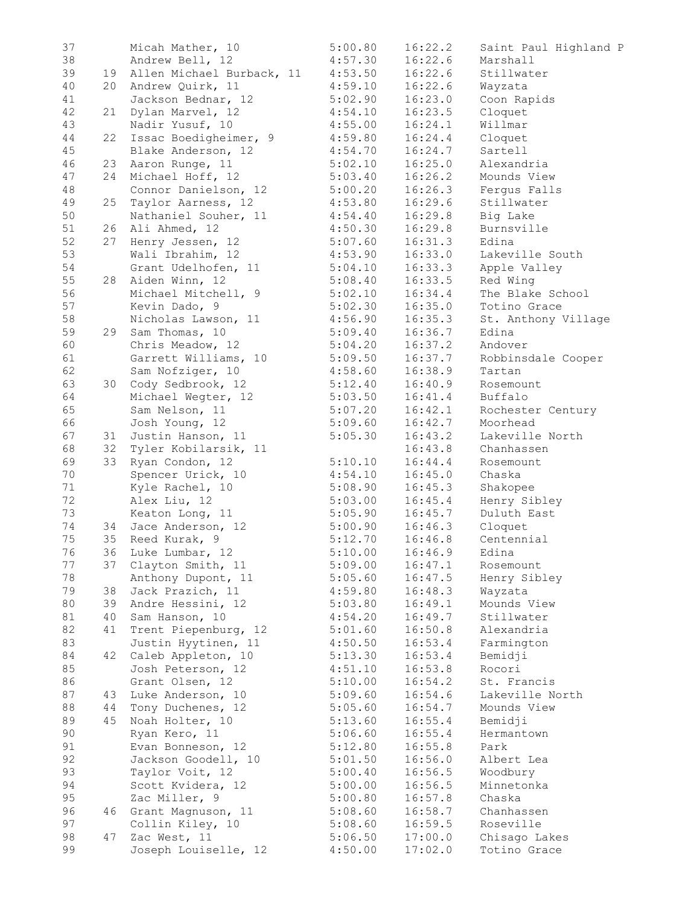| | | | | | |
|---|---|---|---|---|---|
| 37 | | Micah Mather, 10 | 5:00.80 | 16:22.2 | Saint Paul Highland P |
| 38 | | Andrew Bell, 12 | 4:57.30 | 16:22.6 | Marshall |
| 39 | 19 | Allen Michael Burback, 11 | 4:53.50 | 16:22.6 | Stillwater |
| 40 | 20 | Andrew Quirk, 11 | 4:59.10 | 16:22.6 | Wayzata |
| 41 | | Jackson Bednar, 12 | 5:02.90 | 16:23.0 | Coon Rapids |
| 42 | 21 | Dylan Marvel, 12 | 4:54.10 | 16:23.5 | Cloquet |
| 43 | | Nadir Yusuf, 10 | 4:55.00 | 16:24.1 | Willmar |
| 44 | 22 | Issac Boedigheimer, 9 | 4:59.80 | 16:24.4 | Cloquet |
| 45 | | Blake Anderson, 12 | 4:54.70 | 16:24.7 | Sartell |
| 46 | 23 | Aaron Runge, 11 | 5:02.10 | 16:25.0 | Alexandria |
| 47 | 24 | Michael Hoff, 12 | 5:03.40 | 16:26.2 | Mounds View |
| 48 | | Connor Danielson, 12 | 5:00.20 | 16:26.3 | Fergus Falls |
| 49 | 25 | Taylor Aarness, 12 | 4:53.80 | 16:29.6 | Stillwater |
| 50 | | Nathaniel Souher, 11 | 4:54.40 | 16:29.8 | Big Lake |
| 51 | 26 | Ali Ahmed, 12 | 4:50.30 | 16:29.8 | Burnsville |
| 52 | 27 | Henry Jessen, 12 | 5:07.60 | 16:31.3 | Edina |
| 53 | | Wali Ibrahim, 12 | 4:53.90 | 16:33.0 | Lakeville South |
| 54 | | Grant Udelhofen, 11 | 5:04.10 | 16:33.3 | Apple Valley |
| 55 | 28 | Aiden Winn, 12 | 5:08.40 | 16:33.5 | Red Wing |
| 56 | | Michael Mitchell, 9 | 5:02.10 | 16:34.4 | The Blake School |
| 57 | | Kevin Dado, 9 | 5:02.30 | 16:35.0 | Totino Grace |
| 58 | | Nicholas Lawson, 11 | 4:56.90 | 16:35.3 | St. Anthony Village |
| 59 | 29 | Sam Thomas, 10 | 5:09.40 | 16:36.7 | Edina |
| 60 | | Chris Meadow, 12 | 5:04.20 | 16:37.2 | Andover |
| 61 | | Garrett Williams, 10 | 5:09.50 | 16:37.7 | Robbinsdale Cooper |
| 62 | | Sam Nofziger, 10 | 4:58.60 | 16:38.9 | Tartan |
| 63 | 30 | Cody Sedbrook, 12 | 5:12.40 | 16:40.9 | Rosemount |
| 64 | | Michael Wegter, 12 | 5:03.50 | 16:41.4 | Buffalo |
| 65 | | Sam Nelson, 11 | 5:07.20 | 16:42.1 | Rochester Century |
| 66 | | Josh Young, 12 | 5:09.60 | 16:42.7 | Moorhead |
| 67 | 31 | Justin Hanson, 11 | 5:05.30 | 16:43.2 | Lakeville North |
| 68 | 32 | Tyler Kobilarsik, 11 | | 16:43.8 | Chanhassen |
| 69 | 33 | Ryan Condon, 12 | 5:10.10 | 16:44.4 | Rosemount |
| 70 | | Spencer Urick, 10 | 4:54.10 | 16:45.0 | Chaska |
| 71 | | Kyle Rachel, 10 | 5:08.90 | 16:45.3 | Shakopee |
| 72 | | Alex Liu, 12 | 5:03.00 | 16:45.4 | Henry Sibley |
| 73 | | Keaton Long, 11 | 5:05.90 | 16:45.7 | Duluth East |
| 74 | 34 | Jace Anderson, 12 | 5:00.90 | 16:46.3 | Cloquet |
| 75 | 35 | Reed Kurak, 9 | 5:12.70 | 16:46.8 | Centennial |
| 76 | 36 | Luke Lumbar, 12 | 5:10.00 | 16:46.9 | Edina |
| 77 | 37 | Clayton Smith, 11 | 5:09.00 | 16:47.1 | Rosemount |
| 78 | | Anthony Dupont, 11 | 5:05.60 | 16:47.5 | Henry Sibley |
| 79 | 38 | Jack Prazich, 11 | 4:59.80 | 16:48.3 | Wayzata |
| 80 | 39 | Andre Hessini, 12 | 5:03.80 | 16:49.1 | Mounds View |
| 81 | 40 | Sam Hanson, 10 | 4:54.20 | 16:49.7 | Stillwater |
| 82 | 41 | Trent Piepenburg, 12 | 5:01.60 | 16:50.8 | Alexandria |
| 83 | | Justin Hyytinen, 11 | 4:50.50 | 16:53.4 | Farmington |
| 84 | 42 | Caleb Appleton, 10 | 5:13.30 | 16:53.4 | Bemidji |
| 85 | | Josh Peterson, 12 | 4:51.10 | 16:53.8 | Rocori |
| 86 | | Grant Olsen, 12 | 5:10.00 | 16:54.2 | St. Francis |
| 87 | 43 | Luke Anderson, 10 | 5:09.60 | 16:54.6 | Lakeville North |
| 88 | 44 | Tony Duchenes, 12 | 5:05.60 | 16:54.7 | Mounds View |
| 89 | 45 | Noah Holter, 10 | 5:13.60 | 16:55.4 | Bemidji |
| 90 | | Ryan Kero, 11 | 5:06.60 | 16:55.4 | Hermantown |
| 91 | | Evan Bonneson, 12 | 5:12.80 | 16:55.8 | Park |
| 92 | | Jackson Goodell, 10 | 5:01.50 | 16:56.0 | Albert Lea |
| 93 | | Taylor Voit, 12 | 5:00.40 | 16:56.5 | Woodbury |
| 94 | | Scott Kvidera, 12 | 5:00.00 | 16:56.5 | Minnetonka |
| 95 | | Zac Miller, 9 | 5:00.80 | 16:57.8 | Chaska |
| 96 | 46 | Grant Magnuson, 11 | 5:08.60 | 16:58.7 | Chanhassen |
| 97 | | Collin Kiley, 10 | 5:08.60 | 16:59.5 | Roseville |
| 98 | 47 | Zac West, 11 | 5:06.50 | 17:00.0 | Chisago Lakes |
| 99 | | Joseph Louiselle, 12 | 4:50.00 | 17:02.0 | Totino Grace |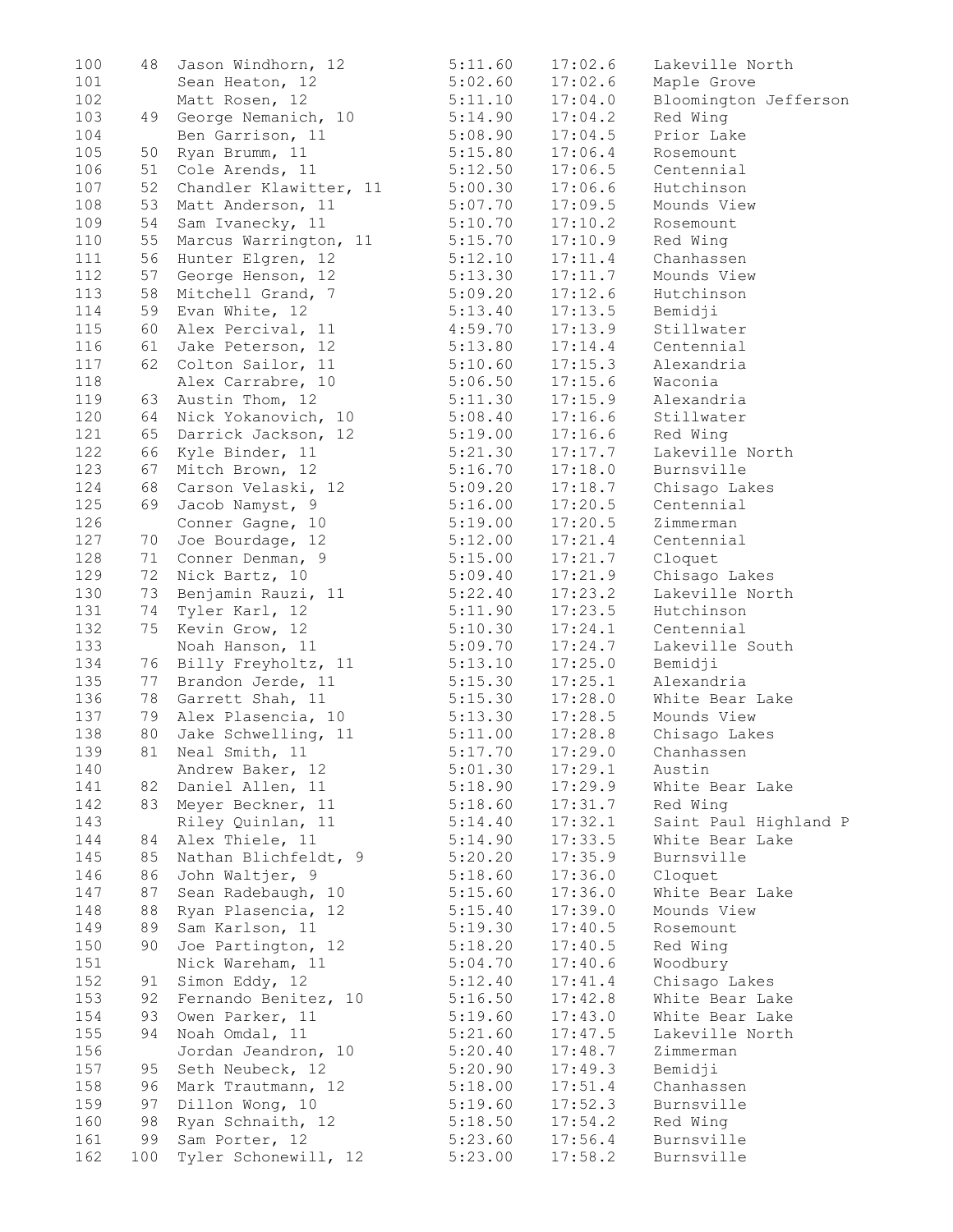| | | | | | |
|---|---|---|---|---|---|
| 100 | 48 | Jason Windhorn, 12 | 5:11.60 | 17:02.6 | Lakeville North |
| 101 | | Sean Heaton, 12 | 5:02.60 | 17:02.6 | Maple Grove |
| 102 | | Matt Rosen, 12 | 5:11.10 | 17:04.0 | Bloomington Jefferson |
| 103 | 49 | George Nemanich, 10 | 5:14.90 | 17:04.2 | Red Wing |
| 104 | | Ben Garrison, 11 | 5:08.90 | 17:04.5 | Prior Lake |
| 105 | 50 | Ryan Brumm, 11 | 5:15.80 | 17:06.4 | Rosemount |
| 106 | 51 | Cole Arends, 11 | 5:12.50 | 17:06.5 | Centennial |
| 107 | 52 | Chandler Klawitter, 11 | 5:00.30 | 17:06.6 | Hutchinson |
| 108 | 53 | Matt Anderson, 11 | 5:07.70 | 17:09.5 | Mounds View |
| 109 | 54 | Sam Ivanecky, 11 | 5:10.70 | 17:10.2 | Rosemount |
| 110 | 55 | Marcus Warrington, 11 | 5:15.70 | 17:10.9 | Red Wing |
| 111 | 56 | Hunter Elgren, 12 | 5:12.10 | 17:11.4 | Chanhassen |
| 112 | 57 | George Henson, 12 | 5:13.30 | 17:11.7 | Mounds View |
| 113 | 58 | Mitchell Grand, 7 | 5:09.20 | 17:12.6 | Hutchinson |
| 114 | 59 | Evan White, 12 | 5:13.40 | 17:13.5 | Bemidji |
| 115 | 60 | Alex Percival, 11 | 4:59.70 | 17:13.9 | Stillwater |
| 116 | 61 | Jake Peterson, 12 | 5:13.80 | 17:14.4 | Centennial |
| 117 | 62 | Colton Sailor, 11 | 5:10.60 | 17:15.3 | Alexandria |
| 118 | | Alex Carrabre, 10 | 5:06.50 | 17:15.6 | Waconia |
| 119 | 63 | Austin Thom, 12 | 5:11.30 | 17:15.9 | Alexandria |
| 120 | 64 | Nick Yokanovich, 10 | 5:08.40 | 17:16.6 | Stillwater |
| 121 | 65 | Darrick Jackson, 12 | 5:19.00 | 17:16.6 | Red Wing |
| 122 | 66 | Kyle Binder, 11 | 5:21.30 | 17:17.7 | Lakeville North |
| 123 | 67 | Mitch Brown, 12 | 5:16.70 | 17:18.0 | Burnsville |
| 124 | 68 | Carson Velaski, 12 | 5:09.20 | 17:18.7 | Chisago Lakes |
| 125 | 69 | Jacob Namyst, 9 | 5:16.00 | 17:20.5 | Centennial |
| 126 | | Conner Gagne, 10 | 5:19.00 | 17:20.5 | Zimmerman |
| 127 | 70 | Joe Bourdage, 12 | 5:12.00 | 17:21.4 | Centennial |
| 128 | 71 | Conner Denman, 9 | 5:15.00 | 17:21.7 | Cloquet |
| 129 | 72 | Nick Bartz, 10 | 5:09.40 | 17:21.9 | Chisago Lakes |
| 130 | 73 | Benjamin Rauzi, 11 | 5:22.40 | 17:23.2 | Lakeville North |
| 131 | 74 | Tyler Karl, 12 | 5:11.90 | 17:23.5 | Hutchinson |
| 132 | 75 | Kevin Grow, 12 | 5:10.30 | 17:24.1 | Centennial |
| 133 | | Noah Hanson, 11 | 5:09.70 | 17:24.7 | Lakeville South |
| 134 | 76 | Billy Freyholtz, 11 | 5:13.10 | 17:25.0 | Bemidji |
| 135 | 77 | Brandon Jerde, 11 | 5:15.30 | 17:25.1 | Alexandria |
| 136 | 78 | Garrett Shah, 11 | 5:15.30 | 17:28.0 | White Bear Lake |
| 137 | 79 | Alex Plasencia, 10 | 5:13.30 | 17:28.5 | Mounds View |
| 138 | 80 | Jake Schwelling, 11 | 5:11.00 | 17:28.8 | Chisago Lakes |
| 139 | 81 | Neal Smith, 11 | 5:17.70 | 17:29.0 | Chanhassen |
| 140 | | Andrew Baker, 12 | 5:01.30 | 17:29.1 | Austin |
| 141 | 82 | Daniel Allen, 11 | 5:18.90 | 17:29.9 | White Bear Lake |
| 142 | 83 | Meyer Beckner, 11 | 5:18.60 | 17:31.7 | Red Wing |
| 143 | | Riley Quinlan, 11 | 5:14.40 | 17:32.1 | Saint Paul Highland P |
| 144 | 84 | Alex Thiele, 11 | 5:14.90 | 17:33.5 | White Bear Lake |
| 145 | 85 | Nathan Blichfeldt, 9 | 5:20.20 | 17:35.9 | Burnsville |
| 146 | 86 | John Waltjer, 9 | 5:18.60 | 17:36.0 | Cloquet |
| 147 | 87 | Sean Radebaugh, 10 | 5:15.60 | 17:36.0 | White Bear Lake |
| 148 | 88 | Ryan Plasencia, 12 | 5:15.40 | 17:39.0 | Mounds View |
| 149 | 89 | Sam Karlson, 11 | 5:19.30 | 17:40.5 | Rosemount |
| 150 | 90 | Joe Partington, 12 | 5:18.20 | 17:40.5 | Red Wing |
| 151 | | Nick Wareham, 11 | 5:04.70 | 17:40.6 | Woodbury |
| 152 | 91 | Simon Eddy, 12 | 5:12.40 | 17:41.4 | Chisago Lakes |
| 153 | 92 | Fernando Benitez, 10 | 5:16.50 | 17:42.8 | White Bear Lake |
| 154 | 93 | Owen Parker, 11 | 5:19.60 | 17:43.0 | White Bear Lake |
| 155 | 94 | Noah Omdal, 11 | 5:21.60 | 17:47.5 | Lakeville North |
| 156 | | Jordan Jeandron, 10 | 5:20.40 | 17:48.7 | Zimmerman |
| 157 | 95 | Seth Neubeck, 12 | 5:20.90 | 17:49.3 | Bemidji |
| 158 | 96 | Mark Trautmann, 12 | 5:18.00 | 17:51.4 | Chanhassen |
| 159 | 97 | Dillon Wong, 10 | 5:19.60 | 17:52.3 | Burnsville |
| 160 | 98 | Ryan Schnaith, 12 | 5:18.50 | 17:54.2 | Red Wing |
| 161 | 99 | Sam Porter, 12 | 5:23.60 | 17:56.4 | Burnsville |
| 162 | 100 | Tyler Schonewill, 12 | 5:23.00 | 17:58.2 | Burnsville |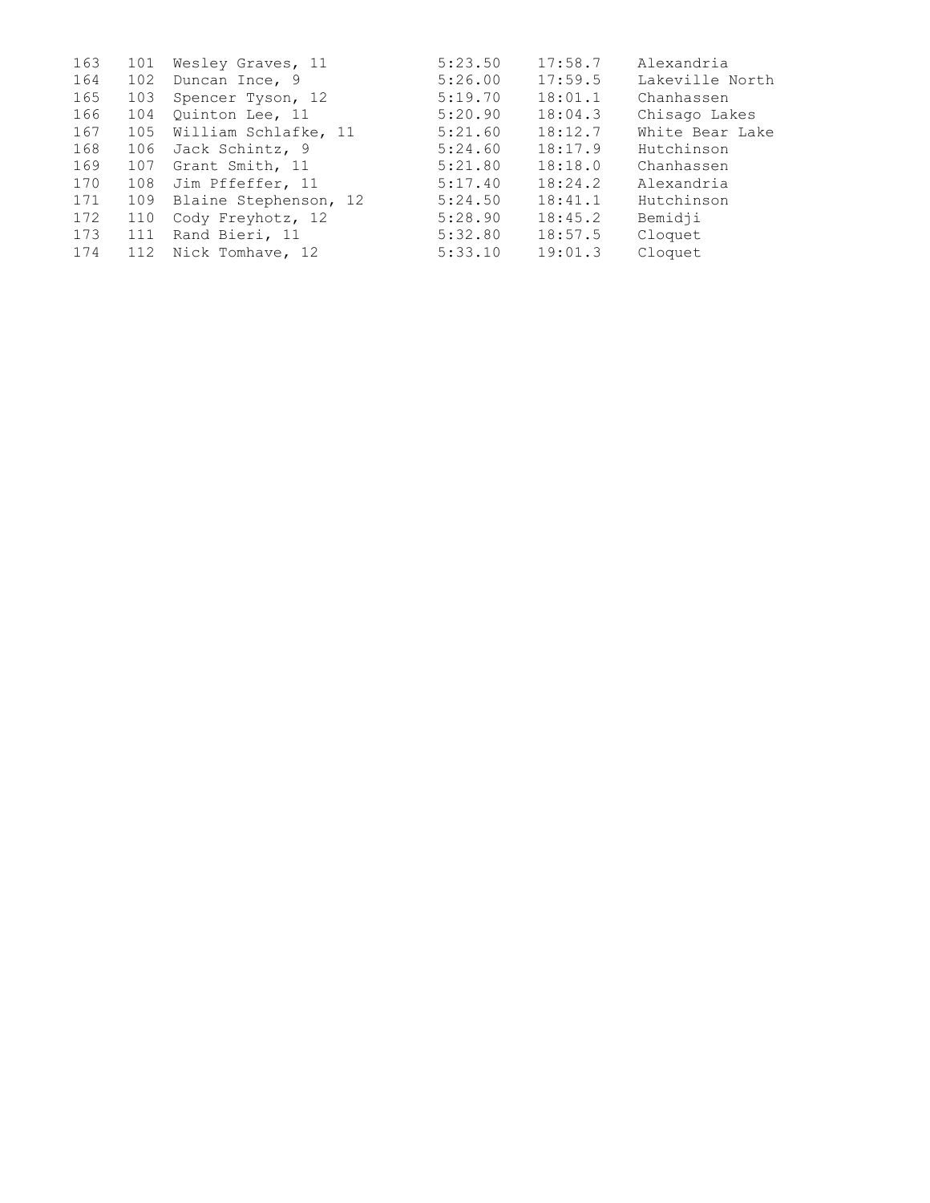| | | | | | |
|---|---|---|---|---|---|
| 163 | 101 | Wesley Graves, 11 | 5:23.50 | 17:58.7 | Alexandria |
| 164 | 102 | Duncan Ince, 9 | 5:26.00 | 17:59.5 | Lakeville North |
| 165 | 103 | Spencer Tyson, 12 | 5:19.70 | 18:01.1 | Chanhassen |
| 166 | 104 | Quinton Lee, 11 | 5:20.90 | 18:04.3 | Chisago Lakes |
| 167 | 105 | William Schlafke, 11 | 5:21.60 | 18:12.7 | White Bear Lake |
| 168 | 106 | Jack Schintz, 9 | 5:24.60 | 18:17.9 | Hutchinson |
| 169 | 107 | Grant Smith, 11 | 5:21.80 | 18:18.0 | Chanhassen |
| 170 | 108 | Jim Pffeffer, 11 | 5:17.40 | 18:24.2 | Alexandria |
| 171 | 109 | Blaine Stephenson, 12 | 5:24.50 | 18:41.1 | Hutchinson |
| 172 | 110 | Cody Freyhotz, 12 | 5:28.90 | 18:45.2 | Bemidji |
| 173 | 111 | Rand Bieri, 11 | 5:32.80 | 18:57.5 | Cloquet |
| 174 | 112 | Nick Tomhave, 12 | 5:33.10 | 19:01.3 | Cloquet |